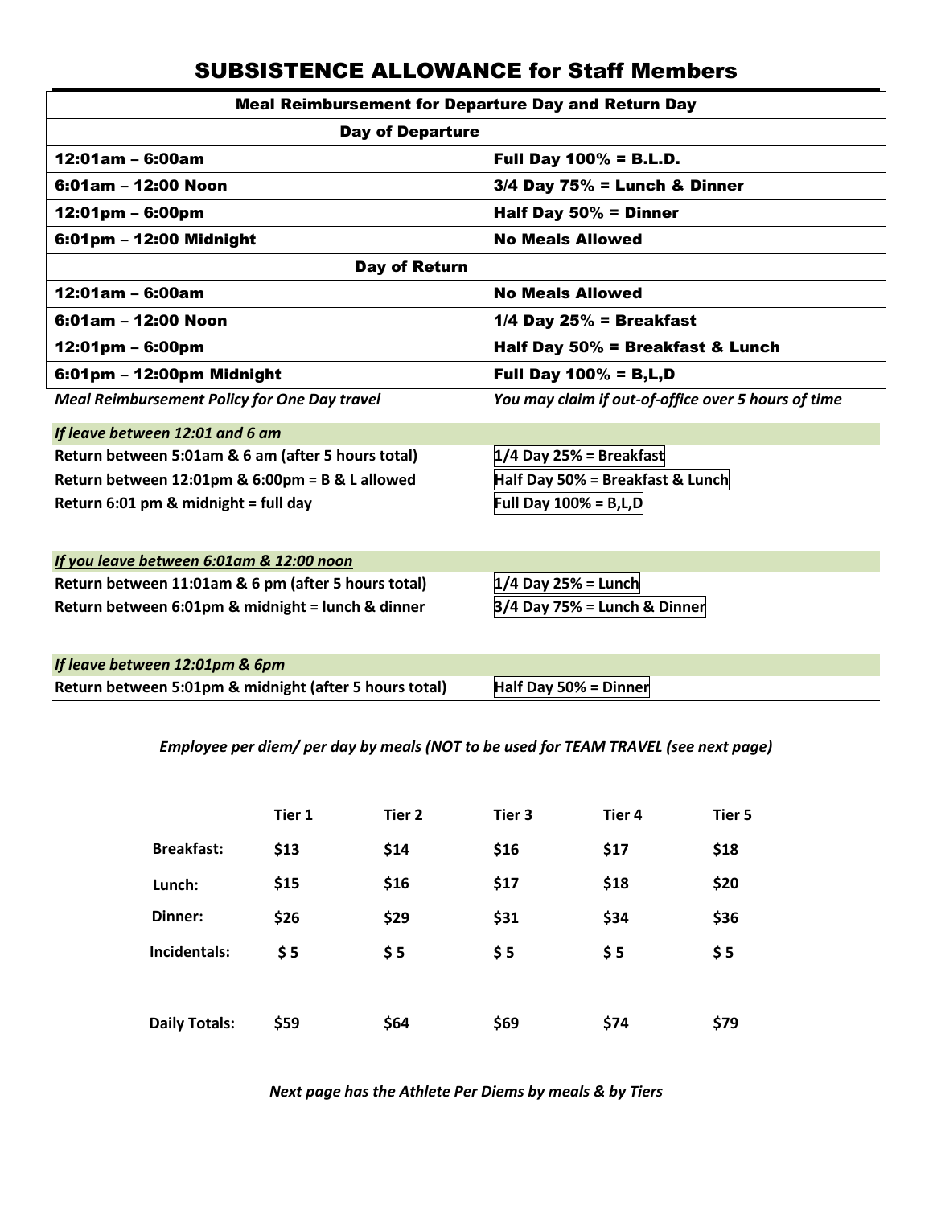# SUBSISTENCE ALLOWANCE for Staff Members

| Meal Reimbursement for Departure Day and Return Day | |
|---|---|
| **Day of Departure** | |
| 12:01am – 6:00am | Full Day 100% = B.L.D. |
| 6:01am – 12:00 Noon | 3/4 Day 75% = Lunch & Dinner |
| 12:01pm – 6:00pm | Half Day 50% = Dinner |
| 6:01pm – 12:00 Midnight | No Meals Allowed |
| **Day of Return** | |
| 12:01am – 6:00am | No Meals Allowed |
| 6:01am – 12:00 Noon | 1/4 Day 25% = Breakfast |
| 12:01pm – 6:00pm | Half Day 50% = Breakfast & Lunch |
| 6:01pm – 12:00pm Midnight | Full Day 100% = B,L,D |

*Meal Reimbursement Policy for One Day travel* — *You may claim if out-of-office over 5 hours of time*

| ***If leave between 12:01 and 6 am*** | |
|---|---|
| Return between 5:01am & 6 am (after 5 hours total) | 1/4 Day 25% = Breakfast |
| Return between 12:01pm & 6:00pm = B & L allowed | Half Day 50% = Breakfast & Lunch |
| Return 6:01 pm & midnight = full day | Full Day 100% = B,L,D |

| ***If you leave between 6:01am & 12:00 noon*** | |
|---|---|
| Return between 11:01am & 6 pm (after 5 hours total) | 1/4 Day 25% = Lunch |
| Return between 6:01pm & midnight = lunch & dinner | 3/4 Day 75% = Lunch & Dinner |

| ***If leave between 12:01pm & 6pm*** | |
|---|---|
| Return between 5:01pm & midnight (after 5 hours total) | Half Day 50% = Dinner |

*Employee per diem/ per day by meals (NOT to be used for TEAM TRAVEL (see next page)*

| | Tier 1 | Tier 2 | Tier 3 | Tier 4 | Tier 5 |
|---|---|---|---|---|---|
| **Breakfast:** | $13 | $14 | $16 | $17 | $18 |
| **Lunch:** | $15 | $16 | $17 | $18 | $20 |
| **Dinner:** | $26 | $29 | $31 | $34 | $36 |
| **Incidentals:** | $ 5 | $ 5 | $ 5 | $ 5 | $ 5 |
| **Daily Totals:** | $59 | $64 | $69 | $74 | $79 |

*Next page has the Athlete Per Diems by meals & by Tiers*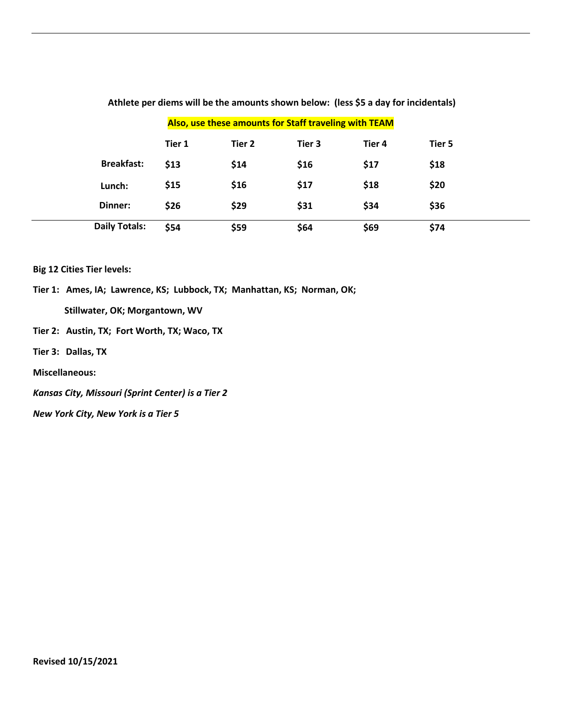**Athlete per diems will be the amounts shown below: (less $5 a day for incidentals)**

**Also, use these amounts for Staff traveling with TEAM**

| | Tier 1 | Tier 2 | Tier 3 | Tier 4 | Tier 5 |
|---|---|---|---|---|---|
| **Breakfast:** | **$13** | **$14** | **$16** | **$17** | **$18** |
| **Lunch:** | **$15** | **$16** | **$17** | **$18** | **$20** |
| **Dinner:** | **$26** | **$29** | **$31** | **$34** | **$36** |
| **Daily Totals:** | **$54** | **$59** | **$64** | **$69** | **$74** |

**Big 12 Cities Tier levels:**

**Tier 1: Ames, IA; Lawrence, KS; Lubbock, TX; Manhattan, KS; Norman, OK; Stillwater, OK; Morgantown, WV**

**Tier 2: Austin, TX; Fort Worth, TX; Waco, TX**

**Tier 3: Dallas, TX**

**Miscellaneous:**

***Kansas City, Missouri (Sprint Center) is a Tier 2***

***New York City, New York is a Tier 5***

**Revised 10/15/2021**